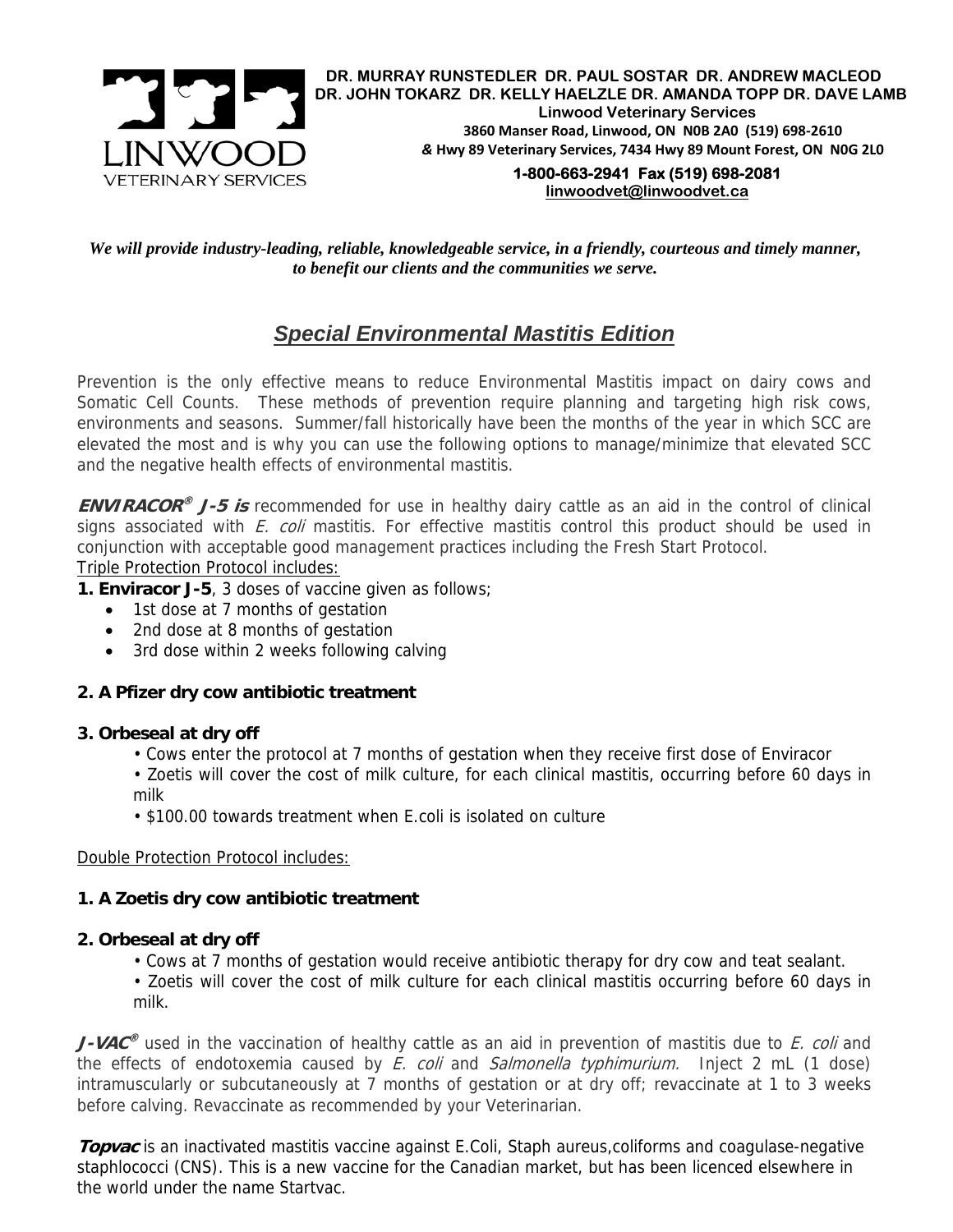LINWOOD VETERINARY SERVICES

**DR. MURRAY RUNSTEDLER DR. PAUL SOSTAR DR. ANDREW MACLEOD**
**DR. JOHN TOKARZ DR. KELLY HAELZLE DR. AMANDA TOPP DR. DAVE LAMB**
**Linwood Veterinary Services**
**3860 Manser Road, Linwood, ON N0B 2A0 (519) 698-2610**
**& Hwy 89 Veterinary Services, 7434 Hwy 89 Mount Forest, ON N0G 2L0**
**1-800-663-2941 Fax (519) 698-2081**
**linwoodvet@linwoodvet.ca**

***We will provide industry-leading, reliable, knowledgeable service, in a friendly, courteous and timely manner, to benefit our clients and the communities we serve.***

# *Special Environmental Mastitis Edition*

Prevention is the only effective means to reduce Environmental Mastitis impact on dairy cows and Somatic Cell Counts. These methods of prevention require planning and targeting high risk cows, environments and seasons. Summer/fall historically have been the months of the year in which SCC are elevated the most and is why you can use the following options to manage/minimize that elevated SCC and the negative health effects of environmental mastitis.

***ENVIRACOR® J-5 is*** recommended for use in healthy dairy cattle as an aid in the control of clinical signs associated with *E. coli* mastitis. For effective mastitis control this product should be used in conjunction with acceptable good management practices including the Fresh Start Protocol.

Triple Protection Protocol includes:

**1. Enviracor J-5**, 3 doses of vaccine given as follows;

- 1st dose at 7 months of gestation
- 2nd dose at 8 months of gestation
- 3rd dose within 2 weeks following calving

**2. A Pfizer dry cow antibiotic treatment**

**3. Orbeseal at dry off**

- Cows enter the protocol at 7 months of gestation when they receive first dose of Enviracor
- Zoetis will cover the cost of milk culture, for each clinical mastitis, occurring before 60 days in milk
- $100.00 towards treatment when E.coli is isolated on culture

Double Protection Protocol includes:

**1. A Zoetis dry cow antibiotic treatment**

**2. Orbeseal at dry off**

- Cows at 7 months of gestation would receive antibiotic therapy for dry cow and teat sealant.
- Zoetis will cover the cost of milk culture for each clinical mastitis occurring before 60 days in milk.

***J-VAC®*** used in the vaccination of healthy cattle as an aid in prevention of mastitis due to *E. coli* and the effects of endotoxemia caused by *E. coli* and *Salmonella typhimurium.* Inject 2 mL (1 dose) intramuscularly or subcutaneously at 7 months of gestation or at dry off; revaccinate at 1 to 3 weeks before calving. Revaccinate as recommended by your Veterinarian.

***Topvac*** is an inactivated mastitis vaccine against E.Coli, Staph aureus,coliforms and coagulase-negative staphlococci (CNS). This is a new vaccine for the Canadian market, but has been licenced elsewhere in the world under the name Startvac.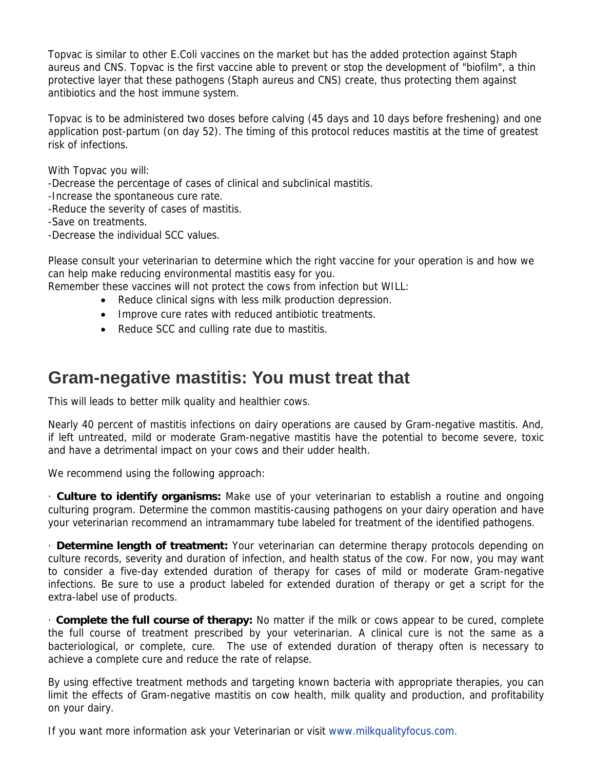Topvac is similar to other E.Coli vaccines on the market but has the added protection against Staph aureus and CNS. Topvac is the first vaccine able to prevent or stop the development of "biofilm", a thin protective layer that these pathogens (Staph aureus and CNS) create, thus protecting them against antibiotics and the host immune system.

Topvac is to be administered two doses before calving (45 days and 10 days before freshening) and one application post-partum (on day 52). The timing of this protocol reduces mastitis at the time of greatest risk of infections.

With Topvac you will:
-Decrease the percentage of cases of clinical and subclinical mastitis.
-Increase the spontaneous cure rate.
-Reduce the severity of cases of mastitis.
-Save on treatments.
-Decrease the individual SCC values.

Please consult your veterinarian to determine which the right vaccine for your operation is and how we can help make reducing environmental mastitis easy for you.
Remember these vaccines will not protect the cows from infection but WILL:

- Reduce clinical signs with less milk production depression.
- Improve cure rates with reduced antibiotic treatments.
- Reduce SCC and culling rate due to mastitis.

## Gram-negative mastitis: You must treat that

This will leads to better milk quality and healthier cows.

Nearly 40 percent of mastitis infections on dairy operations are caused by Gram-negative mastitis. And, if left untreated, mild or moderate Gram-negative mastitis have the potential to become severe, toxic and have a detrimental impact on your cows and their udder health.

We recommend using the following approach:

· **Culture to identify organisms:** Make use of your veterinarian to establish a routine and ongoing culturing program. Determine the common mastitis-causing pathogens on your dairy operation and have your veterinarian recommend an intramammary tube labeled for treatment of the identified pathogens.

· **Determine length of treatment:** Your veterinarian can determine therapy protocols depending on culture records, severity and duration of infection, and health status of the cow. For now, you may want to consider a five-day extended duration of therapy for cases of mild or moderate Gram-negative infections. Be sure to use a product labeled for extended duration of therapy or get a script for the extra-label use of products.

· **Complete the full course of therapy:** No matter if the milk or cows appear to be cured, complete the full course of treatment prescribed by your veterinarian. A clinical cure is not the same as a bacteriological, or complete, cure. The use of extended duration of therapy often is necessary to achieve a complete cure and reduce the rate of relapse.

By using effective treatment methods and targeting known bacteria with appropriate therapies, you can limit the effects of Gram-negative mastitis on cow health, milk quality and production, and profitability on your dairy.

If you want more information ask your Veterinarian or visit www.milkqualityfocus.com.